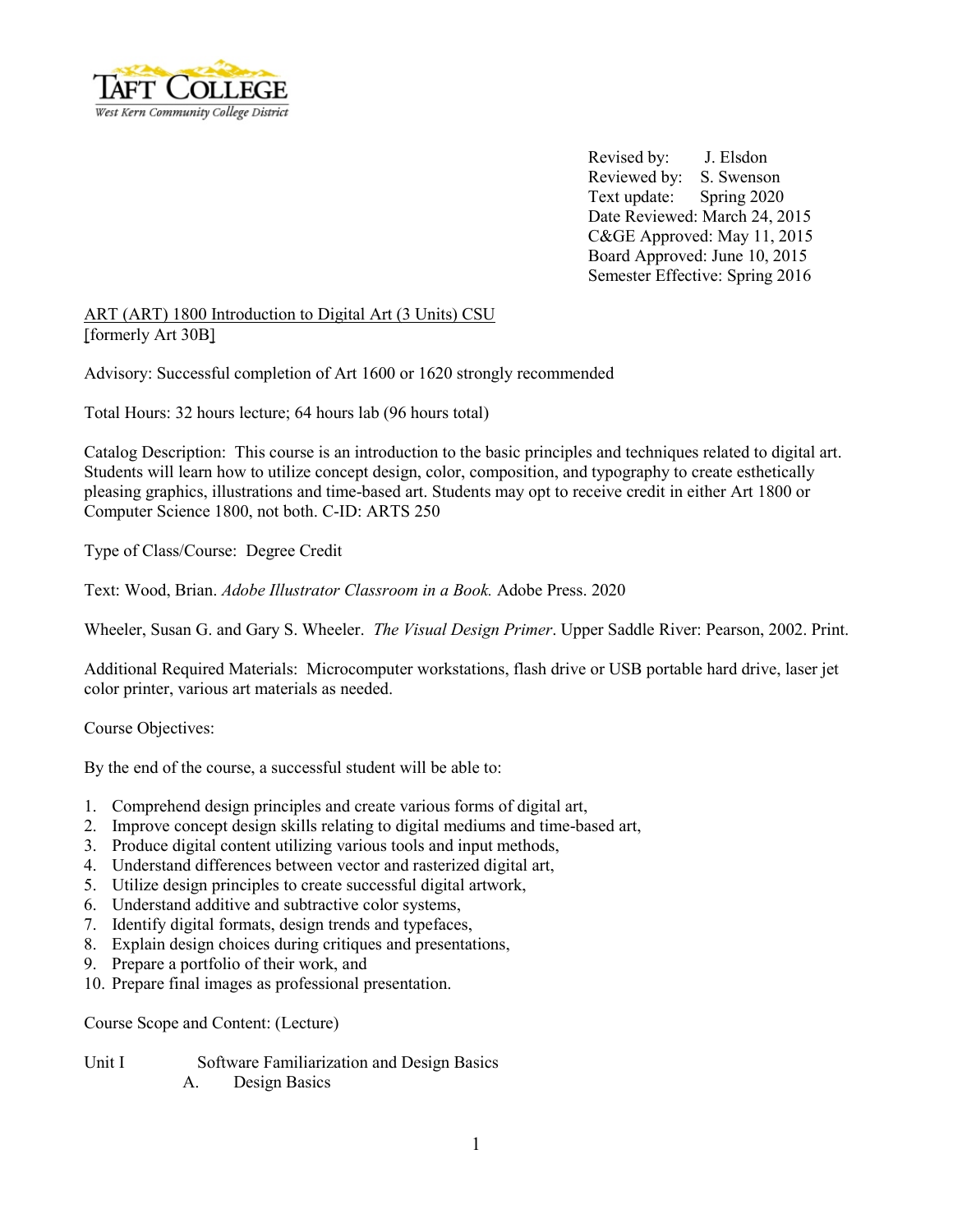Revised by: J. Elsdon
Reviewed by: S. Swenson
Text update: Spring 2020
Date Reviewed: March 24, 2015
C&GE Approved: May 11, 2015
Board Approved: June 10, 2015
Semester Effective: Spring 2016

ART (ART) 1800 Introduction to Digital Art (3 Units) CSU
[formerly Art 30B]

Advisory: Successful completion of Art 1600 or 1620 strongly recommended

Total Hours: 32 hours lecture; 64 hours lab (96 hours total)

Catalog Description: This course is an introduction to the basic principles and techniques related to digital art. Students will learn how to utilize concept design, color, composition, and typography to create esthetically pleasing graphics, illustrations and time-based art. Students may opt to receive credit in either Art 1800 or Computer Science 1800, not both. C-ID: ARTS 250

Type of Class/Course: Degree Credit

Text: Wood, Brian. *Adobe Illustrator Classroom in a Book.* Adobe Press. 2020

Wheeler, Susan G. and Gary S. Wheeler. *The Visual Design Primer*. Upper Saddle River: Pearson, 2002. Print.

Additional Required Materials: Microcomputer workstations, flash drive or USB portable hard drive, laser jet color printer, various art materials as needed.

Course Objectives:

By the end of the course, a successful student will be able to:

1. Comprehend design principles and create various forms of digital art,
2. Improve concept design skills relating to digital mediums and time-based art,
3. Produce digital content utilizing various tools and input methods,
4. Understand differences between vector and rasterized digital art,
5. Utilize design principles to create successful digital artwork,
6. Understand additive and subtractive color systems,
7. Identify digital formats, design trends and typefaces,
8. Explain design choices during critiques and presentations,
9. Prepare a portfolio of their work, and
10. Prepare final images as professional presentation.

Course Scope and Content: (Lecture)

Unit I Software Familiarization and Design Basics

A. Design Basics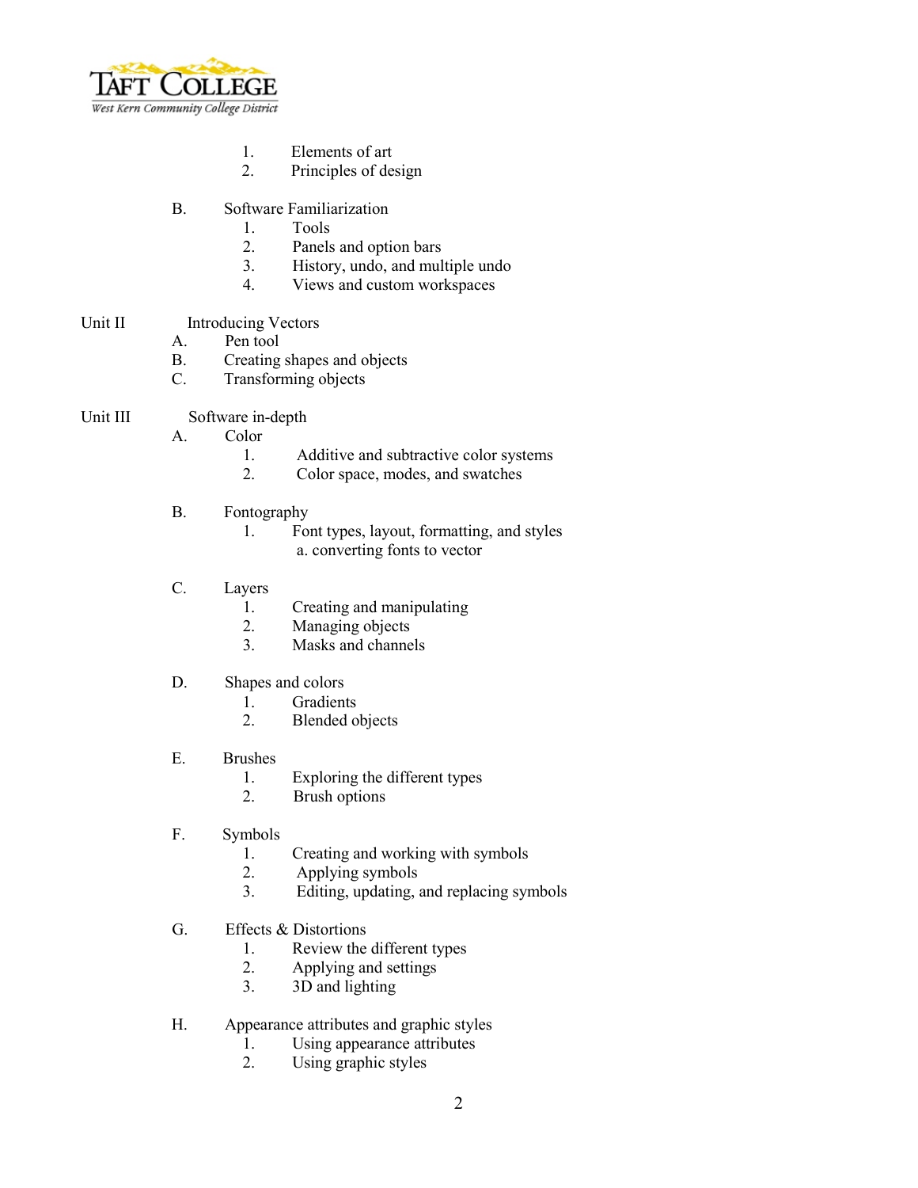1. Elements of art
2. Principles of design

B. Software Familiarization
1. Tools
2. Panels and option bars
3. History, undo, and multiple undo
4. Views and custom workspaces

Unit II Introducing Vectors

A. Pen tool
B. Creating shapes and objects
C. Transforming objects

Unit III Software in-depth

A. Color
1. Additive and subtractive color systems
2. Color space, modes, and swatches

B. Fontography
1. Font types, layout, formatting, and styles
   a. converting fonts to vector

C. Layers
1. Creating and manipulating
2. Managing objects
3. Masks and channels

D. Shapes and colors
1. Gradients
2. Blended objects

E. Brushes
1. Exploring the different types
2. Brush options

F. Symbols
1. Creating and working with symbols
2. Applying symbols
3. Editing, updating, and replacing symbols

G. Effects & Distortions
1. Review the different types
2. Applying and settings
3. 3D and lighting

H. Appearance attributes and graphic styles
1. Using appearance attributes
2. Using graphic styles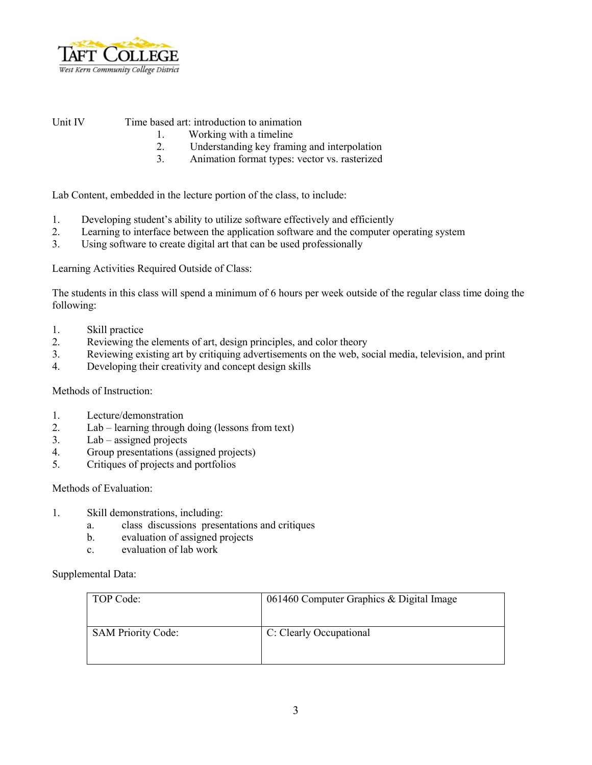Unit IV Time based art: introduction to animation

1. Working with a timeline
2. Understanding key framing and interpolation
3. Animation format types: vector vs. rasterized

Lab Content, embedded in the lecture portion of the class, to include:

1. Developing student's ability to utilize software effectively and efficiently
2. Learning to interface between the application software and the computer operating system
3. Using software to create digital art that can be used professionally

Learning Activities Required Outside of Class:

The students in this class will spend a minimum of 6 hours per week outside of the regular class time doing the following:

1. Skill practice
2. Reviewing the elements of art, design principles, and color theory
3. Reviewing existing art by critiquing advertisements on the web, social media, television, and print
4. Developing their creativity and concept design skills

Methods of Instruction:

1. Lecture/demonstration
2. Lab – learning through doing (lessons from text)
3. Lab – assigned projects
4. Group presentations (assigned projects)
5. Critiques of projects and portfolios

Methods of Evaluation:

1. Skill demonstrations, including:
   a. class discussions presentations and critiques
   b. evaluation of assigned projects
   c. evaluation of lab work

Supplemental Data:

| TOP Code: | 061460 Computer Graphics & Digital Image |
|---|---|
| SAM Priority Code: | C: Clearly Occupational |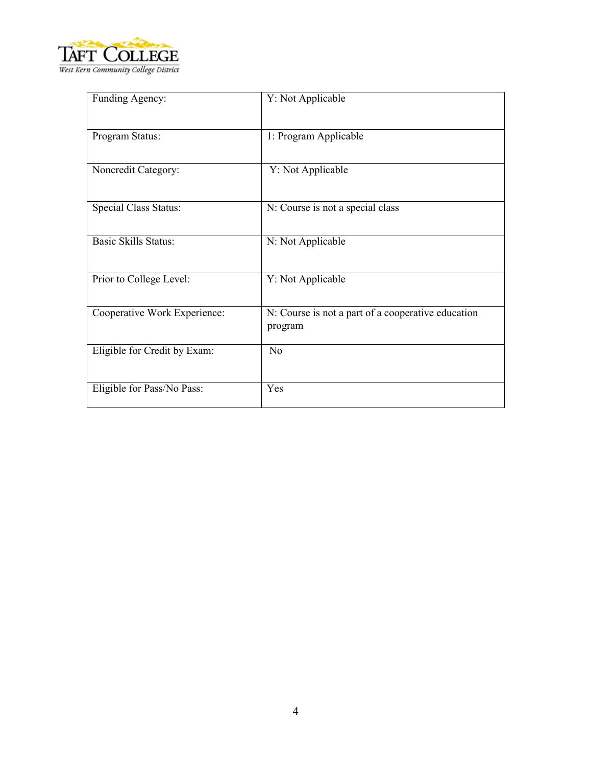| | |
|---|---|
| Funding Agency: | Y: Not Applicable |
| Program Status: | 1: Program Applicable |
| Noncredit Category: | Y: Not Applicable |
| Special Class Status: | N: Course is not a special class |
| Basic Skills Status: | N: Not Applicable |
| Prior to College Level: | Y: Not Applicable |
| Cooperative Work Experience: | N: Course is not a part of a cooperative education program |
| Eligible for Credit by Exam: | No |
| Eligible for Pass/No Pass: | Yes |